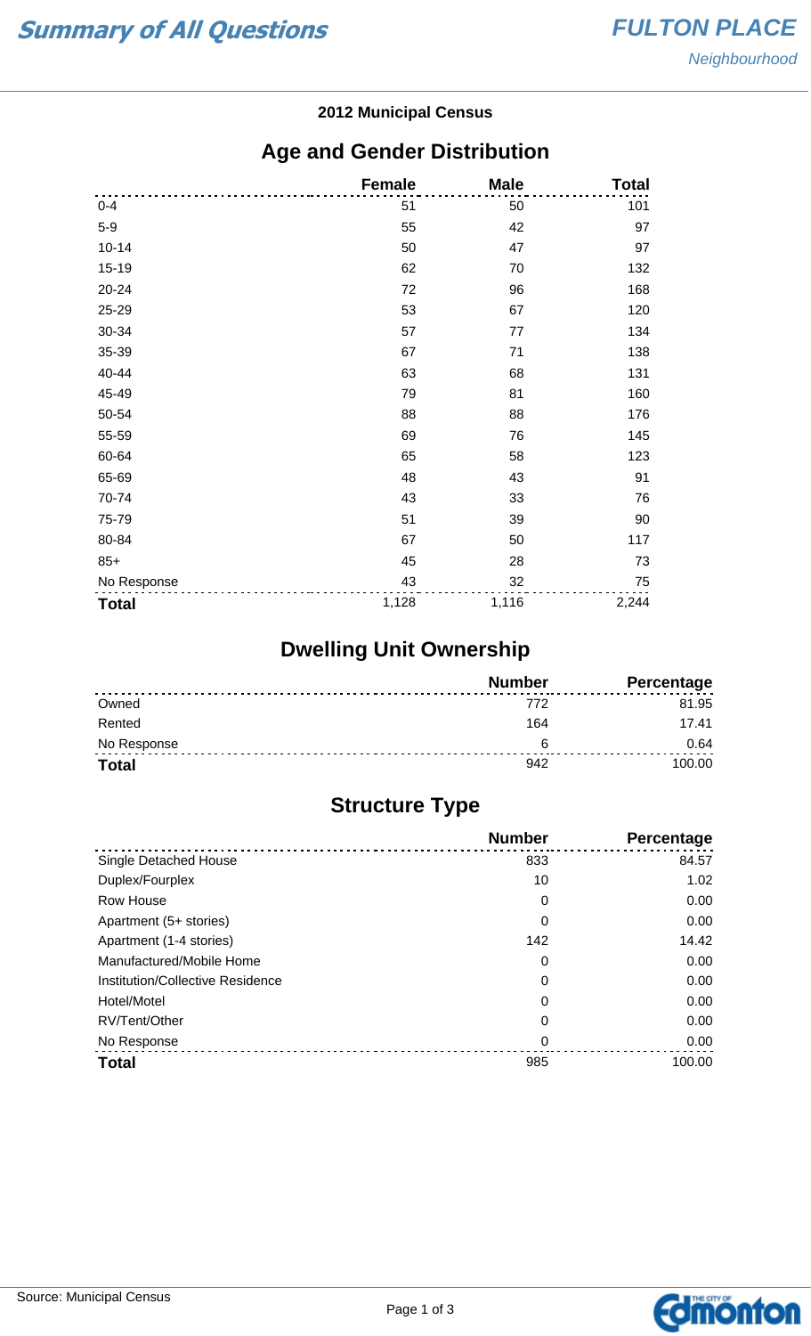# Summary of All Questions

**FULTON PLACE**
*Neighbourhood*

**2012 Municipal Census**

## Age and Gender Distribution

| | Female | Male | Total |
|---|---|---|---|
| 0-4 | 51 | 50 | 101 |
| 5-9 | 55 | 42 | 97 |
| 10-14 | 50 | 47 | 97 |
| 15-19 | 62 | 70 | 132 |
| 20-24 | 72 | 96 | 168 |
| 25-29 | 53 | 67 | 120 |
| 30-34 | 57 | 77 | 134 |
| 35-39 | 67 | 71 | 138 |
| 40-44 | 63 | 68 | 131 |
| 45-49 | 79 | 81 | 160 |
| 50-54 | 88 | 88 | 176 |
| 55-59 | 69 | 76 | 145 |
| 60-64 | 65 | 58 | 123 |
| 65-69 | 48 | 43 | 91 |
| 70-74 | 43 | 33 | 76 |
| 75-79 | 51 | 39 | 90 |
| 80-84 | 67 | 50 | 117 |
| 85+ | 45 | 28 | 73 |
| No Response | 43 | 32 | 75 |
| **Total** | 1,128 | 1,116 | 2,244 |

## Dwelling Unit Ownership

| | Number | Percentage |
|---|---|---|
| Owned | 772 | 81.95 |
| Rented | 164 | 17.41 |
| No Response | 6 | 0.64 |
| **Total** | 942 | 100.00 |

## Structure Type

| | Number | Percentage |
|---|---|---|
| Single Detached House | 833 | 84.57 |
| Duplex/Fourplex | 10 | 1.02 |
| Row House | 0 | 0.00 |
| Apartment (5+ stories) | 0 | 0.00 |
| Apartment (1-4 stories) | 142 | 14.42 |
| Manufactured/Mobile Home | 0 | 0.00 |
| Institution/Collective Residence | 0 | 0.00 |
| Hotel/Motel | 0 | 0.00 |
| RV/Tent/Other | 0 | 0.00 |
| No Response | 0 | 0.00 |
| **Total** | 985 | 100.00 |

Source: Municipal Census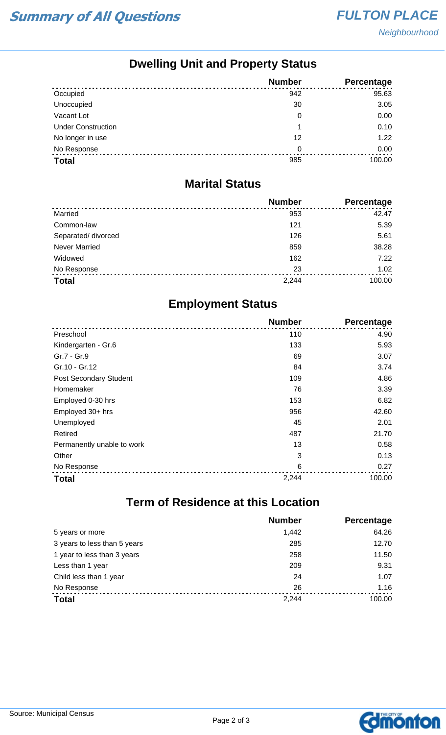## Dwelling Unit and Property Status

| | Number | Percentage |
|---|---|---|
| Occupied | 942 | 95.63 |
| Unoccupied | 30 | 3.05 |
| Vacant Lot | 0 | 0.00 |
| Under Construction | 1 | 0.10 |
| No longer in use | 12 | 1.22 |
| No Response | 0 | 0.00 |
| **Total** | 985 | 100.00 |

## Marital Status

| | Number | Percentage |
|---|---|---|
| Married | 953 | 42.47 |
| Common-law | 121 | 5.39 |
| Separated/ divorced | 126 | 5.61 |
| Never Married | 859 | 38.28 |
| Widowed | 162 | 7.22 |
| No Response | 23 | 1.02 |
| **Total** | 2,244 | 100.00 |

## Employment Status

| | Number | Percentage |
|---|---|---|
| Preschool | 110 | 4.90 |
| Kindergarten - Gr.6 | 133 | 5.93 |
| Gr.7 - Gr.9 | 69 | 3.07 |
| Gr.10 - Gr.12 | 84 | 3.74 |
| Post Secondary Student | 109 | 4.86 |
| Homemaker | 76 | 3.39 |
| Employed 0-30 hrs | 153 | 6.82 |
| Employed 30+ hrs | 956 | 42.60 |
| Unemployed | 45 | 2.01 |
| Retired | 487 | 21.70 |
| Permanently unable to work | 13 | 0.58 |
| Other | 3 | 0.13 |
| No Response | 6 | 0.27 |
| **Total** | 2,244 | 100.00 |

## Term of Residence at this Location

| | Number | Percentage |
|---|---|---|
| 5 years or more | 1,442 | 64.26 |
| 3 years to less than 5 years | 285 | 12.70 |
| 1 year to less than 3 years | 258 | 11.50 |
| Less than 1 year | 209 | 9.31 |
| Child less than 1 year | 24 | 1.07 |
| No Response | 26 | 1.16 |
| **Total** | 2,244 | 100.00 |

Source: Municipal Census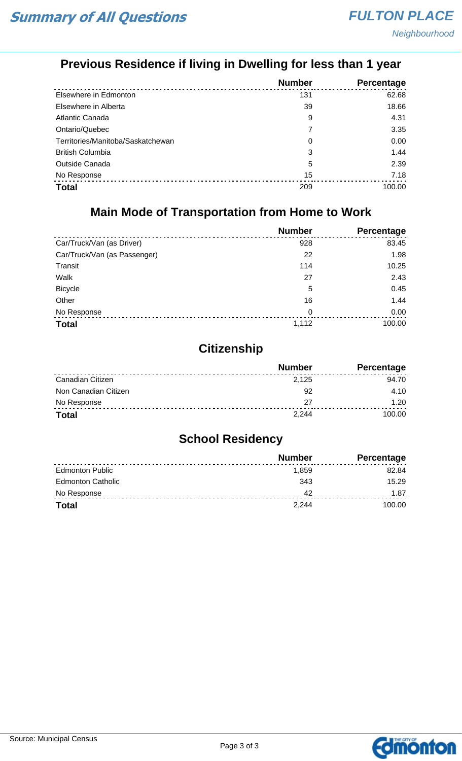# Summary of All Questions

**FULTON PLACE**
*Neighbourhood*

## Previous Residence if living in Dwelling for less than 1 year

| | Number | Percentage |
|---|---|---|
| Elsewhere in Edmonton | 131 | 62.68 |
| Elsewhere in Alberta | 39 | 18.66 |
| Atlantic Canada | 9 | 4.31 |
| Ontario/Quebec | 7 | 3.35 |
| Territories/Manitoba/Saskatchewan | 0 | 0.00 |
| British Columbia | 3 | 1.44 |
| Outside Canada | 5 | 2.39 |
| No Response | 15 | 7.18 |
| **Total** | 209 | 100.00 |

## Main Mode of Transportation from Home to Work

| | Number | Percentage |
|---|---|---|
| Car/Truck/Van (as Driver) | 928 | 83.45 |
| Car/Truck/Van (as Passenger) | 22 | 1.98 |
| Transit | 114 | 10.25 |
| Walk | 27 | 2.43 |
| Bicycle | 5 | 0.45 |
| Other | 16 | 1.44 |
| No Response | 0 | 0.00 |
| **Total** | 1,112 | 100.00 |

## Citizenship

| | Number | Percentage |
|---|---|---|
| Canadian Citizen | 2,125 | 94.70 |
| Non Canadian Citizen | 92 | 4.10 |
| No Response | 27 | 1.20 |
| **Total** | 2,244 | 100.00 |

## School Residency

| | Number | Percentage |
|---|---|---|
| Edmonton Public | 1,859 | 82.84 |
| Edmonton Catholic | 343 | 15.29 |
| No Response | 42 | 1.87 |
| **Total** | 2,244 | 100.00 |

Source: Municipal Census